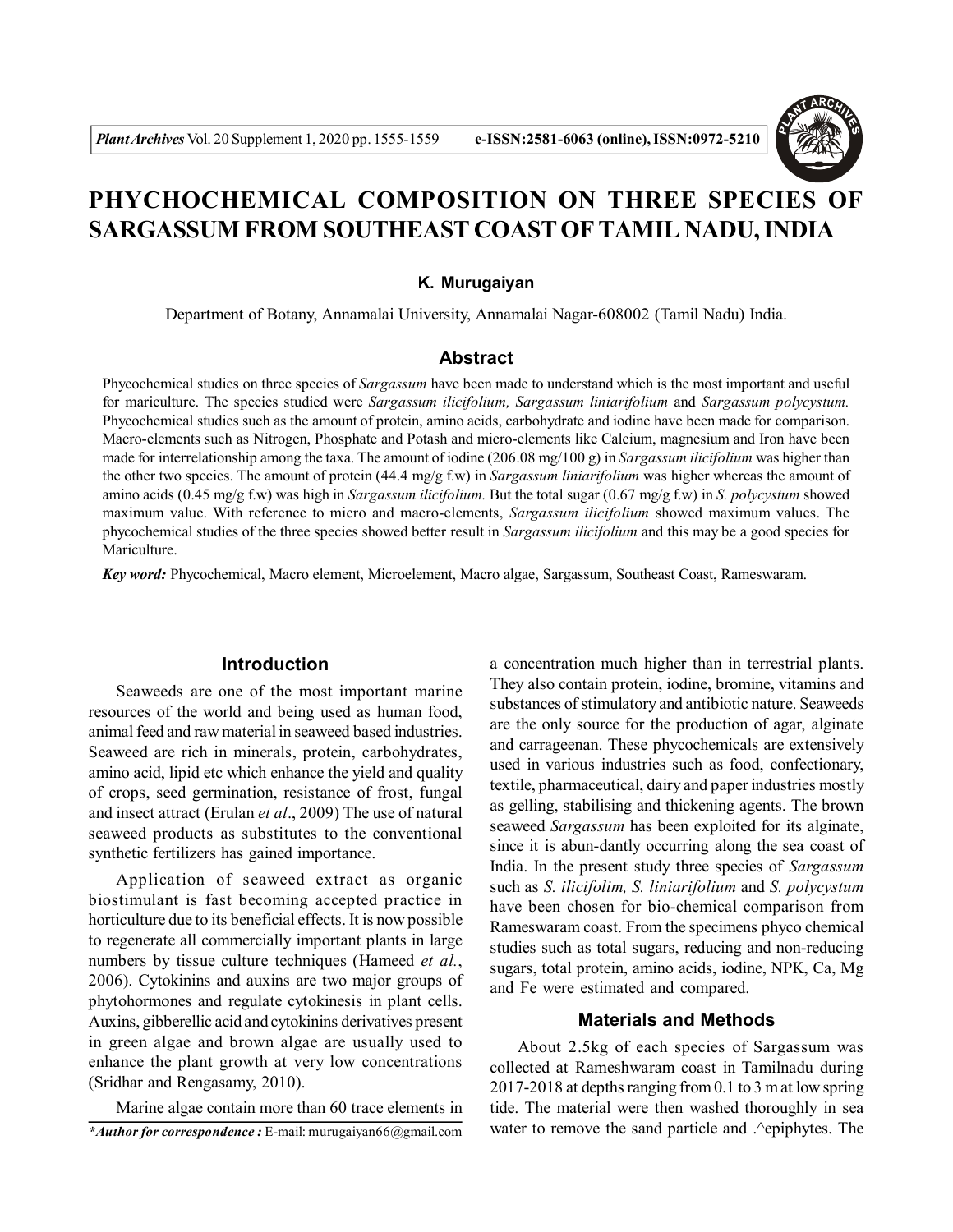# PHYCHOCHEMICAL COMPOSITION ON THREE SPECIES OF SARGASSUM FROM SOUTHEAST COAST OF TAMIL NADU, INDIA

**K. Murugaiyan**

Department of Botany, Annamalai University, Annamalai Nagar-608002 (Tamil Nadu) India.

## Abstract

Phycochemical studies on three species of *Sargassum* have been made to understand which is the most important and useful for mariculture. The species studied were *Sargassum ilicifolium, Sargassum liniarifolium* and *Sargassum polycystum.* Phycochemical studies such as the amount of protein, amino acids, carbohydrate and iodine have been made for comparison. Macro-elements such as Nitrogen, Phosphate and Potash and micro-elements like Calcium, magnesium and Iron have been made for interrelationship among the taxa. The amount of iodine (206.08 mg/100 g) in *Sargassum ilicifolium* was higher than the other two species. The amount of protein (44.4 mg/g f.w) in *Sargassum liniarifolium* was higher whereas the amount of amino acids (0.45 mg/g f.w) was high in *Sargassum ilicifolium.* But the total sugar (0.67 mg/g f.w) in *S. polycystum* showed maximum value. With reference to micro and macro-elements, *Sargassum ilicifolium* showed maximum values. The phycochemical studies of the three species showed better result in *Sargassum ilicifolium* and this may be a good species for Mariculture.

***Key word:*** Phycochemical, Macro element, Microelement, Macro algae, Sargassum, Southeast Coast, Rameswaram.

## Introduction

Seaweeds are one of the most important marine resources of the world and being used as human food, animal feed and raw material in seaweed based industries. Seaweed are rich in minerals, protein, carbohydrates, amino acid, lipid etc which enhance the yield and quality of crops, seed germination, resistance of frost, fungal and insect attract (Erulan *et al*., 2009) The use of natural seaweed products as substitutes to the conventional synthetic fertilizers has gained importance.

Application of seaweed extract as organic biostimulant is fast becoming accepted practice in horticulture due to its beneficial effects. It is now possible to regenerate all commercially important plants in large numbers by tissue culture techniques (Hameed *et al.*, 2006). Cytokinins and auxins are two major groups of phytohormones and regulate cytokinesis in plant cells. Auxins, gibberellic acid and cytokinins derivatives present in green algae and brown algae are usually used to enhance the plant growth at very low concentrations (Sridhar and Rengasamy, 2010).

Marine algae contain more than 60 trace elements in a concentration much higher than in terrestrial plants. They also contain protein, iodine, bromine, vitamins and substances of stimulatory and antibiotic nature. Seaweeds are the only source for the production of agar, alginate and carrageenan. These phycochemicals are extensively used in various industries such as food, confectionary, textile, pharmaceutical, dairy and paper industries mostly as gelling, stabilising and thickening agents. The brown seaweed *Sargassum* has been exploited for its alginate, since it is abun-dantly occurring along the sea coast of India. In the present study three species of *Sargassum* such as *S. ilicifolim, S. liniarifolium* and *S. polycystum* have been chosen for bio-chemical comparison from Rameswaram coast. From the specimens phyco chemical studies such as total sugars, reducing and non-reducing sugars, total protein, amino acids, iodine, NPK, Ca, Mg and Fe were estimated and compared.

## Materials and Methods

About 2.5kg of each species of Sargassum was collected at Rameshwaram coast in Tamilnadu during 2017-2018 at depths ranging from 0.1 to 3 m at low spring tide. The material were then washed thoroughly in sea water to remove the sand particle and .^epiphytes. The

***Author for correspondence :** E-mail: murugaiyan66@gmail.com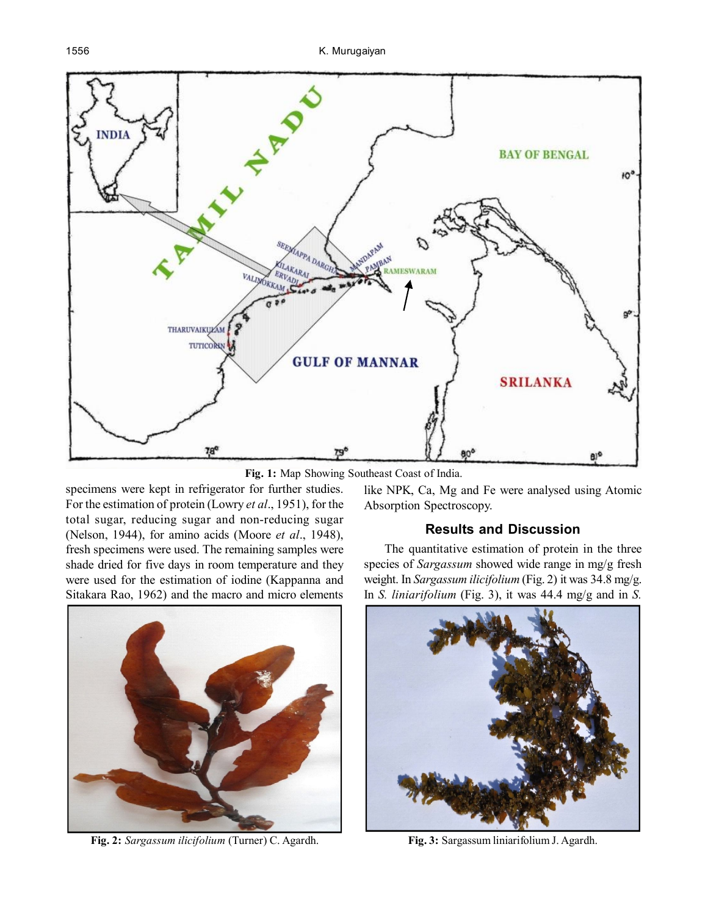Fig. 1: Map Showing Southeast Coast of India.

specimens were kept in refrigerator for further studies. For the estimation of protein (Lowry *et al*., 1951), for the total sugar, reducing sugar and non-reducing sugar (Nelson, 1944), for amino acids (Moore *et al*., 1948), fresh specimens were used. The remaining samples were shade dried for five days in room temperature and they were used for the estimation of iodine (Kappanna and Sitakara Rao, 1962) and the macro and micro elements like NPK, Ca, Mg and Fe were analysed using Atomic Absorption Spectroscopy.

## Results and Discussion

The quantitative estimation of protein in the three species of *Sargassum* showed wide range in mg/g fresh weight. In *Sargassum ilicifolium* (Fig. 2) it was 34.8 mg/g. In *S. liniarifolium* (Fig. 3), it was 44.4 mg/g and in *S.*

**Fig. 2:** *Sargassum ilicifolium* (Turner) C. Agardh.

**Fig. 3:** Sargassum liniarifolium J. Agardh.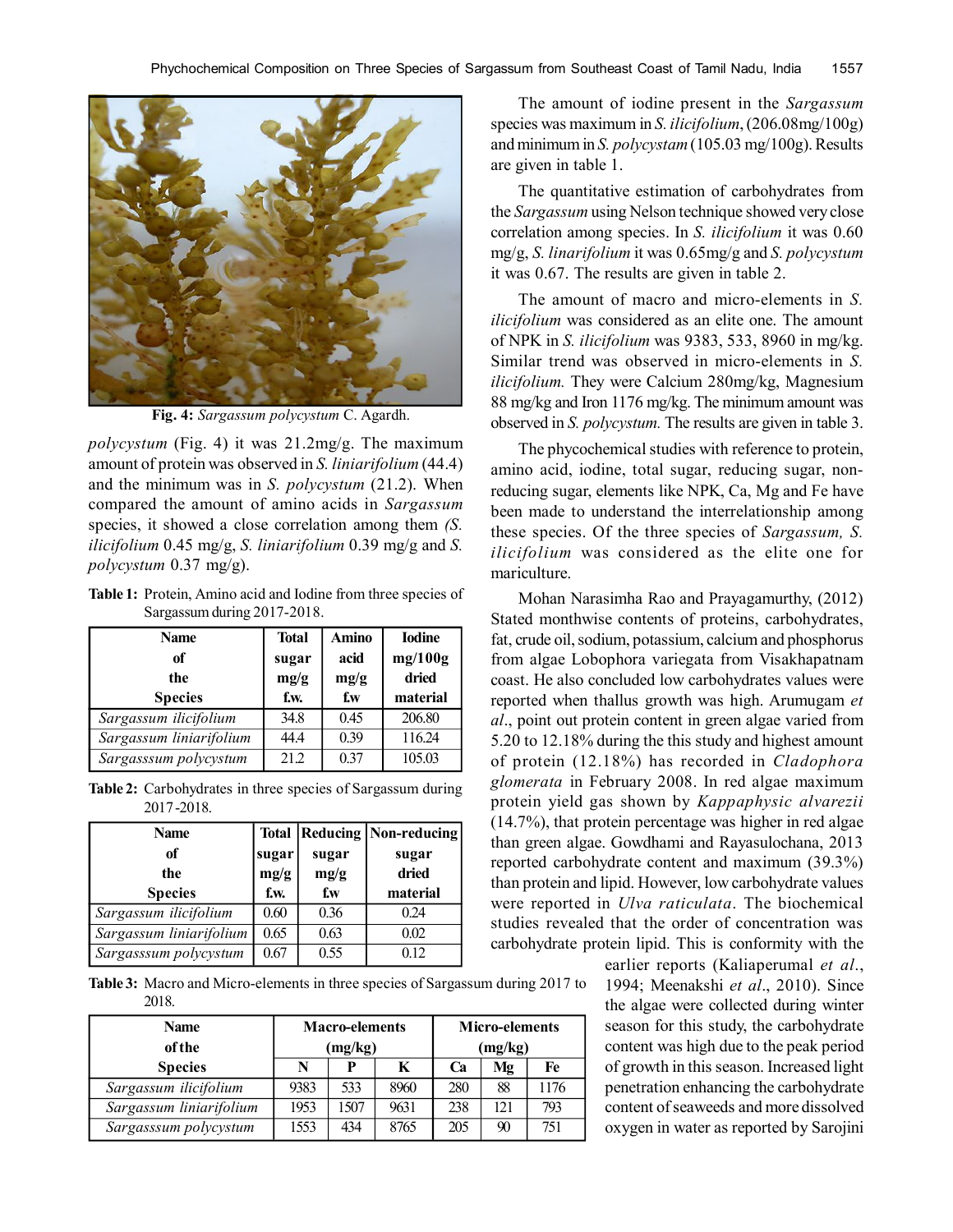Fig. 4: *Sargassum polycystum* C. Agardh.

*polycystum* (Fig. 4) it was 21.2mg/g. The maximum amount of protein was observed in *S. liniarifolium* (44.4) and the minimum was in *S. polycystum* (21.2). When compared the amount of amino acids in *Sargassum* species, it showed a close correlation among them *(S. ilicifolium* 0.45 mg/g, *S. liniarifolium* 0.39 mg/g and *S. polycystum* 0.37 mg/g).

**Table 1:** Protein, Amino acid and Iodine from three species of Sargassum during 2017-2018.

| Name of the Species | Total sugar mg/g f.w. | Amino acid mg/g f.w | Iodine mg/100g dried material |
|---|---|---|---|
| *Sargassum ilicifolium* | 34.8 | 0.45 | 206.80 |
| *Sargassum liniarifolium* | 44.4 | 0.39 | 116.24 |
| *Sargasssum polycystum* | 21.2 | 0.37 | 105.03 |

**Table 2:** Carbohydrates in three species of Sargassum during 2017-2018.

| Name of the Species | Total sugar mg/g f.w. | Reducing sugar mg/g f.w | Non-reducing sugar dried material |
|---|---|---|---|
| *Sargassum ilicifolium* | 0.60 | 0.36 | 0.24 |
| *Sargassum liniarifolium* | 0.65 | 0.63 | 0.02 |
| *Sargasssum polycystum* | 0.67 | 0.55 | 0.12 |

**Table 3:** Macro and Micro-elements in three species of Sargassum during 2017 to 2018.

| Name of the Species | Macro-elements (mg/kg) | | | Micro-elements (mg/kg) | | |
|---|---|---|---|---|---|---|
| | N | P | K | Ca | Mg | Fe |
| *Sargassum ilicifolium* | 9383 | 533 | 8960 | 280 | 88 | 1176 |
| *Sargassum liniarifolium* | 1953 | 1507 | 9631 | 238 | 121 | 793 |
| *Sargasssum polycystum* | 1553 | 434 | 8765 | 205 | 90 | 751 |

The amount of iodine present in the *Sargassum* species was maximum in *S. ilicifolium*, (206.08mg/100g) and minimum in *S. polycystam* (105.03 mg/100g). Results are given in table 1.

The quantitative estimation of carbohydrates from the *Sargassum* using Nelson technique showed very close correlation among species. In *S. ilicifolium* it was 0.60 mg/g, *S. linarifolium* it was 0.65mg/g and *S. polycystum* it was 0.67. The results are given in table 2.

The amount of macro and micro-elements in *S. ilicifolium* was considered as an elite one. The amount of NPK in *S. ilicifolium* was 9383, 533, 8960 in mg/kg. Similar trend was observed in micro-elements in *S. ilicifolium.* They were Calcium 280mg/kg, Magnesium 88 mg/kg and Iron 1176 mg/kg. The minimum amount was observed in *S. polycystum.* The results are given in table 3.

The phycochemical studies with reference to protein, amino acid, iodine, total sugar, reducing sugar, non-reducing sugar, elements like NPK, Ca, Mg and Fe have been made to understand the interrelationship among these species. Of the three species of *Sargassum, S. ilicifolium* was considered as the elite one for mariculture.

Mohan Narasimha Rao and Prayagamurthy, (2012) Stated monthwise contents of proteins, carbohydrates, fat, crude oil, sodium, potassium, calcium and phosphorus from algae Lobophora variegata from Visakhapatnam coast. He also concluded low carbohydrates values were reported when thallus growth was high. Arumugam *et al*., point out protein content in green algae varied from 5.20 to 12.18% during the this study and highest amount of protein (12.18%) has recorded in *Cladophora glomerata* in February 2008. In red algae maximum protein yield gas shown by *Kappaphysic alvarezii* (14.7%), that protein percentage was higher in red algae than green algae. Gowdhami and Rayasulochana, 2013 reported carbohydrate content and maximum (39.3%) than protein and lipid. However, low carbohydrate values were reported in *Ulva raticulata*. The biochemical studies revealed that the order of concentration was carbohydrate protein lipid. This is conformity with the earlier reports (Kaliaperumal *et al*., 1994; Meenakshi *et al*., 2010). Since the algae were collected during winter season for this study, the carbohydrate content was high due to the peak period of growth in this season. Increased light penetration enhancing the carbohydrate content of seaweeds and more dissolved oxygen in water as reported by Sarojini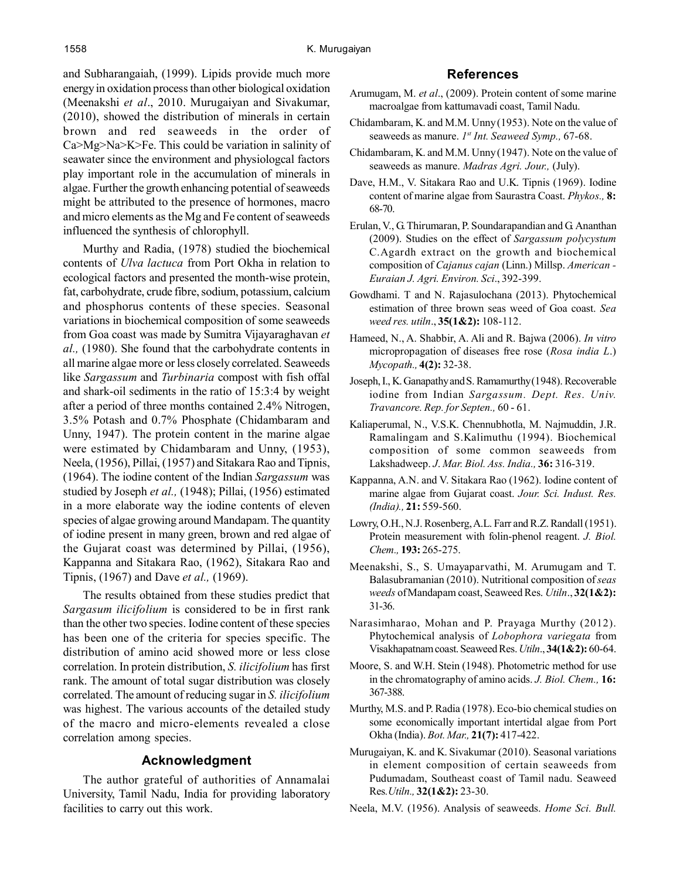and Subharangaiah, (1999). Lipids provide much more energy in oxidation process than other biological oxidation (Meenakshi *et al*., 2010. Murugaiyan and Sivakumar, (2010), showed the distribution of minerals in certain brown and red seaweeds in the order of Ca>Mg>Na>K>Fe. This could be variation in salinity of seawater since the environment and physiologcal factors play important role in the accumulation of minerals in algae. Further the growth enhancing potential of seaweeds might be attributed to the presence of hormones, macro and micro elements as the Mg and Fe content of seaweeds influenced the synthesis of chlorophyll.

Murthy and Radia, (1978) studied the biochemical contents of *Ulva lactuca* from Port Okha in relation to ecological factors and presented the month-wise protein, fat, carbohydrate, crude fibre, sodium, potassium, calcium and phosphorus contents of these species. Seasonal variations in biochemical composition of some seaweeds from Goa coast was made by Sumitra Vijayaraghavan *et al.,* (1980). She found that the carbohydrate contents in all marine algae more or less closely correlated. Seaweeds like *Sargassum* and *Turbinaria* compost with fish offal and shark-oil sediments in the ratio of 15:3:4 by weight after a period of three months contained 2.4% Nitrogen, 3.5% Potash and 0.7% Phosphate (Chidambaram and Unny, 1947). The protein content in the marine algae were estimated by Chidambaram and Unny, (1953), Neela, (1956), Pillai, (1957) and Sitakara Rao and Tipnis, (1964). The iodine content of the Indian *Sargassum* was studied by Joseph *et al.,* (1948); Pillai, (1956) estimated in a more elaborate way the iodine contents of eleven species of algae growing around Mandapam. The quantity of iodine present in many green, brown and red algae of the Gujarat coast was determined by Pillai, (1956), Kappanna and Sitakara Rao, (1962), Sitakara Rao and Tipnis, (1967) and Dave *et al.,* (1969).

The results obtained from these studies predict that *Sargasum ilicifolium* is considered to be in first rank than the other two species. Iodine content of these species has been one of the criteria for species specific. The distribution of amino acid showed more or less close correlation. In protein distribution, *S. ilicifolium* has first rank. The amount of total sugar distribution was closely correlated. The amount of reducing sugar in *S. ilicifolium* was highest. The various accounts of the detailed study of the macro and micro-elements revealed a close correlation among species.

## Acknowledgment

The author grateful of authorities of Annamalai University, Tamil Nadu, India for providing laboratory facilities to carry out this work.

## References

Arumugam, M. *et al*., (2009). Protein content of some marine macroalgae from kattumavadi coast, Tamil Nadu.

Chidambaram, K. and M.M. Unny (1953). Note on the value of seaweeds as manure. *1st Int. Seaweed Symp.,* 67-68.

Chidambaram, K. and M.M. Unny (1947). Note on the value of seaweeds as manure. *Madras Agri. Jour.,* (July).

Dave, H.M., V. Sitakara Rao and U.K. Tipnis (1969). Iodine content of marine algae from Saurastra Coast. *Phykos.,* **8:** 68-70.

Erulan, V., G. Thirumaran, P. Soundarapandian and G. Ananthan (2009). Studies on the effect of *Sargassum polycystum* C.Agardh extract on the growth and biochemical composition of *Cajanus cajan* (Linn.) Millsp. *American - Euraian J. Agri. Environ. Sci*., 392-399.

Gowdhami. T and N. Rajasulochana (2013). Phytochemical estimation of three brown seas weed of Goa coast. *Sea weed res. utiln*., **35(1&2):** 108-112.

Hameed, N., A. Shabbir, A. Ali and R. Bajwa (2006). *In vitro* micropropagation of diseases free rose (*Rosa india L*.) *Mycopath.,* **4(2):** 32-38.

Joseph, I., K. Ganapathy and S. Ramamurthy (1948). Recoverable iodine from Indian *Sargassum. Dept. Res. Univ. Travancore. Rep. for Septen.,* 60 - 61.

Kaliaperumal, N., V.S.K. Chennubhotla, M. Najmuddin, J.R. Ramalingam and S.Kalimuthu (1994). Biochemical composition of some common seaweeds from Lakshadweep. *J. Mar. Biol. Ass. India.,* **36:** 316-319.

Kappanna, A.N. and V. Sitakara Rao (1962). Iodine content of marine algae from Gujarat coast. *Jour. Sci. Indust. Res. (India).,* **21:** 559-560.

Lowry, O.H., N.J. Rosenberg, A.L. Farr and R.Z. Randall (1951). Protein measurement with folin-phenol reagent. *J. Biol. Chem.,* **193:** 265-275.

Meenakshi, S., S. Umayaparvathi, M. Arumugam and T. Balasubramanian (2010). Nutritional composition of *seas weeds* of Mandapam coast, Seaweed Res. *Utiln*., **32(1&2):** 31-36.

Narasimharao, Mohan and P. Prayaga Murthy (2012). Phytochemical analysis of *Lobophora variegata* from Visakhapatnam coast. Seaweed Res. *Utiln*., **34(1&2):** 60-64.

Moore, S. and W.H. Stein (1948). Photometric method for use in the chromatography of amino acids. *J. Biol. Chem.,* **16:** 367-388.

Murthy, M.S. and P. Radia (1978). Eco-bio chemical studies on some economically important intertidal algae from Port Okha (India). *Bot. Mar.,* **21(7):** 417-422.

Murugaiyan, K. and K. Sivakumar (2010). Seasonal variations in element composition of certain seaweeds from Pudumadam, Southeast coast of Tamil nadu. Seaweed Res.*Utiln.,* **32(1&2):** 23-30.

Neela, M.V. (1956). Analysis of seaweeds. *Home Sci. Bull.*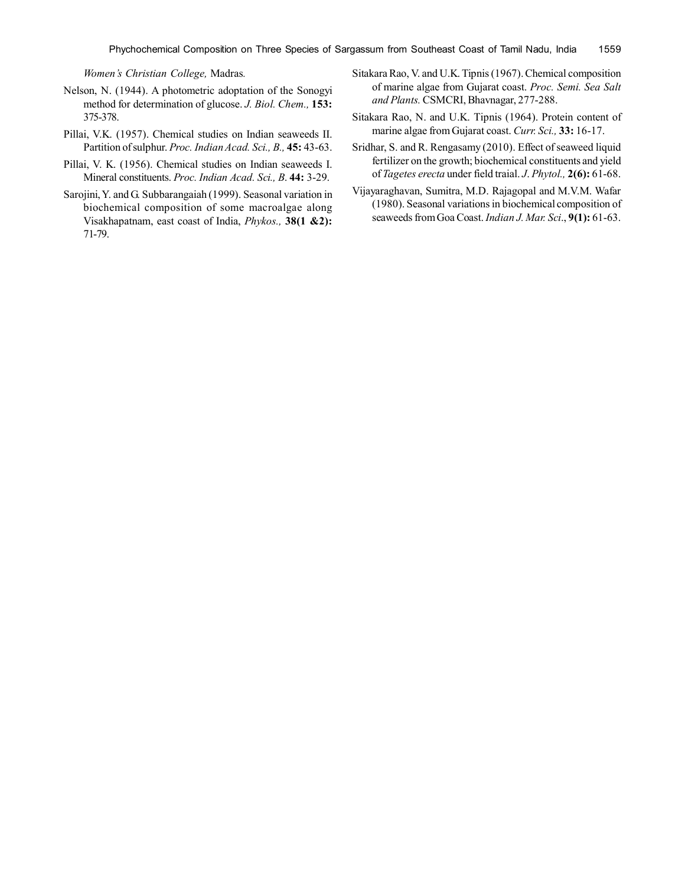*Women's Christian College,* Madras.

Nelson, N. (1944). A photometric adoptation of the Sonogyi method for determination of glucose. *J. Biol. Chem.,* **153:** 375-378.

Pillai, V.K. (1957). Chemical studies on Indian seaweeds II. Partition of sulphur. *Proc. Indian Acad. Sci., B.,* **45:** 43-63.

Pillai, V. K. (1956). Chemical studies on Indian seaweeds I. Mineral constituents. *Proc. Indian Acad. Sci., B*. **44:** 3-29.

Sarojini, Y. and G. Subbarangaiah (1999). Seasonal variation in biochemical composition of some macroalgae along Visakhapatnam, east coast of India, *Phykos.,* **38(1 &2):** 71-79.

Sitakara Rao, V. and U.K. Tipnis (1967). Chemical composition of marine algae from Gujarat coast. *Proc. Semi. Sea Salt and Plants.* CSMCRI, Bhavnagar, 277-288.

Sitakara Rao, N. and U.K. Tipnis (1964). Protein content of marine algae from Gujarat coast. *Curr. Sci.,* **33:** 16-17.

Sridhar, S. and R. Rengasamy (2010). Effect of seaweed liquid fertilizer on the growth; biochemical constituents and yield of *Tagetes erecta* under field traial. *J. Phytol.,* **2(6):** 61-68.

Vijayaraghavan, Sumitra, M.D. Rajagopal and M.V.M. Wafar (1980). Seasonal variations in biochemical composition of seaweeds from Goa Coast. *Indian J. Mar. Sci*., **9(1):** 61-63.